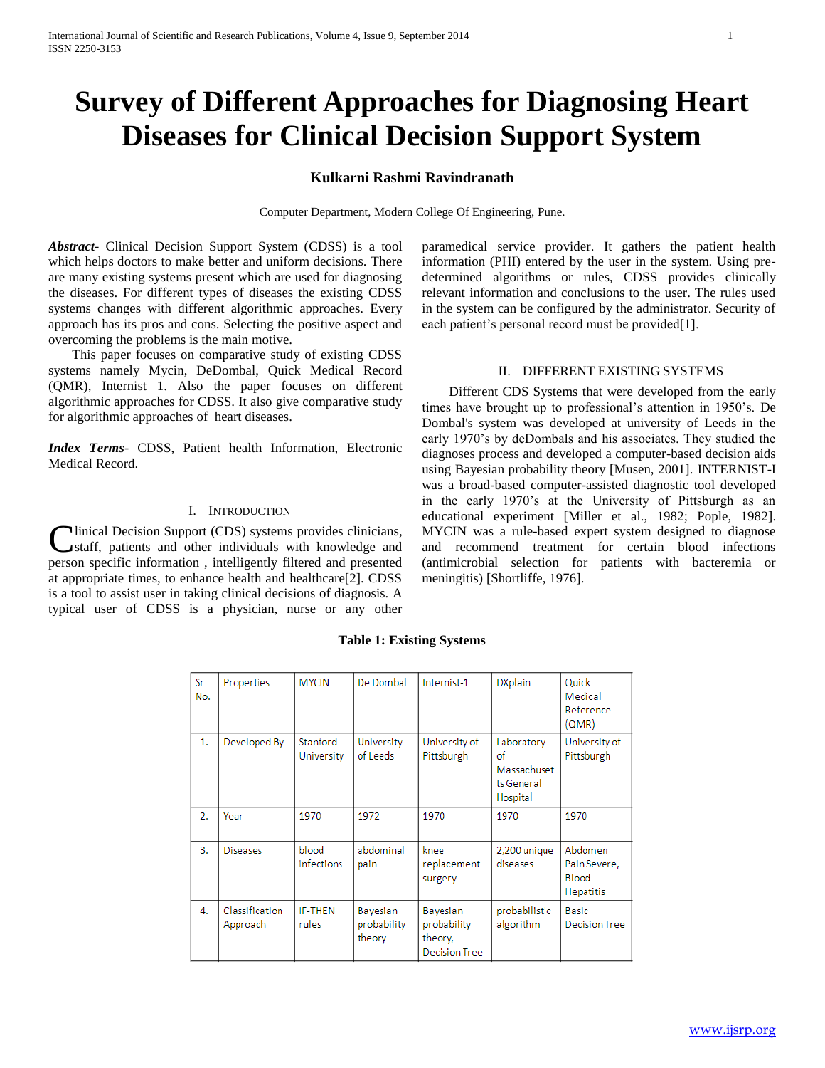# Survey of Different Approaches for Diagnosing Heart Diseases for Clinical Decision Support System

**Kulkarni Rashmi Ravindranath**

Computer Department, Modern College Of Engineering, Pune.

***Abstract***- Clinical Decision Support System (CDSS) is a tool which helps doctors to make better and uniform decisions. There are many existing systems present which are used for diagnosing the diseases. For different types of diseases the existing CDSS systems changes with different algorithmic approaches. Every approach has its pros and cons. Selecting the positive aspect and overcoming the problems is the main motive.

This paper focuses on comparative study of existing CDSS systems namely Mycin, DeDombal, Quick Medical Record (QMR), Internist 1. Also the paper focuses on different algorithmic approaches for CDSS. It also give comparative study for algorithmic approaches of heart diseases.

***Index Terms***- CDSS, Patient health Information, Electronic Medical Record.

## I. Introduction

Clinical Decision Support (CDS) systems provides clinicians, staff, patients and other individuals with knowledge and person specific information , intelligently filtered and presented at appropriate times, to enhance health and healthcare[2]. CDSS is a tool to assist user in taking clinical decisions of diagnosis. A typical user of CDSS is a physician, nurse or any other paramedical service provider. It gathers the patient health information (PHI) entered by the user in the system. Using pre-determined algorithms or rules, CDSS provides clinically relevant information and conclusions to the user. The rules used in the system can be configured by the administrator. Security of each patient's personal record must be provided[1].

## II. Different Existing Systems

Different CDS Systems that were developed from the early times have brought up to professional's attention in 1950's. De Dombal's system was developed at university of Leeds in the early 1970's by deDombals and his associates. They studied the diagnoses process and developed a computer-based decision aids using Bayesian probability theory [Musen, 2001]. INTERNIST-I was a broad-based computer-assisted diagnostic tool developed in the early 1970's at the University of Pittsburgh as an educational experiment [Miller et al., 1982; Pople, 1982]. MYCIN was a rule-based expert system designed to diagnose and recommend treatment for certain blood infections (antimicrobial selection for patients with bacteremia or meningitis) [Shortliffe, 1976].

**Table 1: Existing Systems**

| Sr No. | Properties | MYCIN | De Dombal | Internist-1 | DXplain | Quick Medical Reference (QMR) |
|---|---|---|---|---|---|---|
| 1. | Developed By | Stanford University | University of Leeds | University of Pittsburgh | Laboratory of Massachusetts General Hospital | University of Pittsburgh |
| 2. | Year | 1970 | 1972 | 1970 | 1970 | 1970 |
| 3. | Diseases | blood infections | abdominal pain | knee replacement surgery | 2,200 unique diseases | Abdomen Pain Severe, Blood Hepatitis |
| 4. | Classification Approach | IF-THEN rules | Bayesian probability theory | Bayesian probability theory, Decision Tree | probabilistic algorithm | Basic Decision Tree |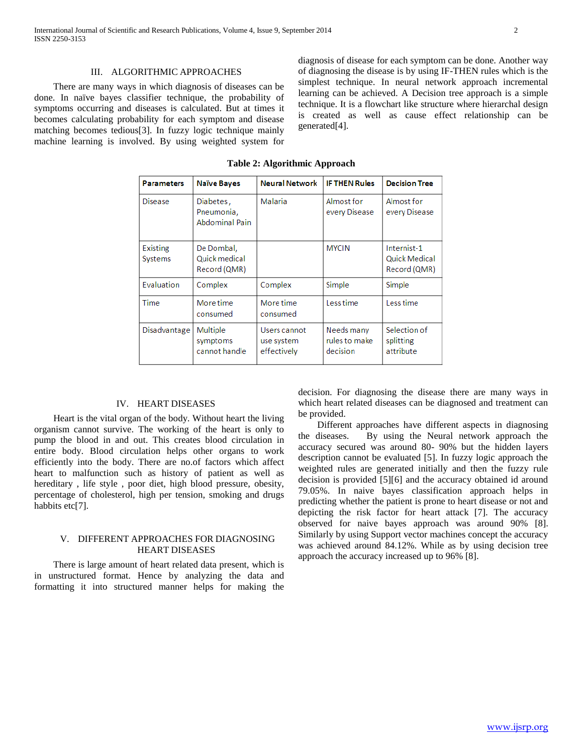## III. ALGORITHMIC APPROACHES

There are many ways in which diagnosis of diseases can be done. In naïve bayes classifier technique, the probability of symptoms occurring and diseases is calculated. But at times it becomes calculating probability for each symptom and disease matching becomes tedious[3]. In fuzzy logic technique mainly machine learning is involved. By using weighted system for diagnosis of disease for each symptom can be done. Another way of diagnosing the disease is by using IF-THEN rules which is the simplest technique. In neural network approach incremental learning can be achieved. A Decision tree approach is a simple technique. It is a flowchart like structure where hierarchal design is created as well as cause effect relationship can be generated[4].

**Table 2: Algorithmic Approach**

| Parameters | Naïve Bayes | Neural Network | IF THEN Rules | Decision Tree |
|---|---|---|---|---|
| Disease | Diabetes, Pneumonia, Abdominal Pain | Malaria | Almost for every Disease | Almost for every Disease |
| Existing Systems | De Dombal, Quick medical Record (QMR) | | MYCIN | Internist-1 Quick Medical Record (QMR) |
| Evaluation | Complex | Complex | Simple | Simple |
| Time | More time consumed | More time consumed | Less time | Less time |
| Disadvantage | Multiple symptoms cannot handle | Users cannot use system effectively | Needs many rules to make decision | Selection of splitting attribute |

## IV. HEART DISEASES

Heart is the vital organ of the body. Without heart the living organism cannot survive. The working of the heart is only to pump the blood in and out. This creates blood circulation in entire body. Blood circulation helps other organs to work efficiently into the body. There are no.of factors which affect heart to malfunction such as history of patient as well as hereditary , life style , poor diet, high blood pressure, obesity, percentage of cholesterol, high per tension, smoking and drugs habbits etc[7].

## V. DIFFERENT APPROACHES FOR DIAGNOSING HEART DISEASES

There is large amount of heart related data present, which is in unstructured format. Hence by analyzing the data and formatting it into structured manner helps for making the decision. For diagnosing the disease there are many ways in which heart related diseases can be diagnosed and treatment can be provided.

Different approaches have different aspects in diagnosing the diseases. By using the Neural network approach the accuracy secured was around 80- 90% but the hidden layers description cannot be evaluated [5]. In fuzzy logic approach the weighted rules are generated initially and then the fuzzy rule decision is provided [5][6] and the accuracy obtained id around 79.05%. In naive bayes classification approach helps in predicting whether the patient is prone to heart disease or not and depicting the risk factor for heart attack [7]. The accuracy observed for naive bayes approach was around 90% [8]. Similarly by using Support vector machines concept the accuracy was achieved around 84.12%. While as by using decision tree approach the accuracy increased up to 96% [8].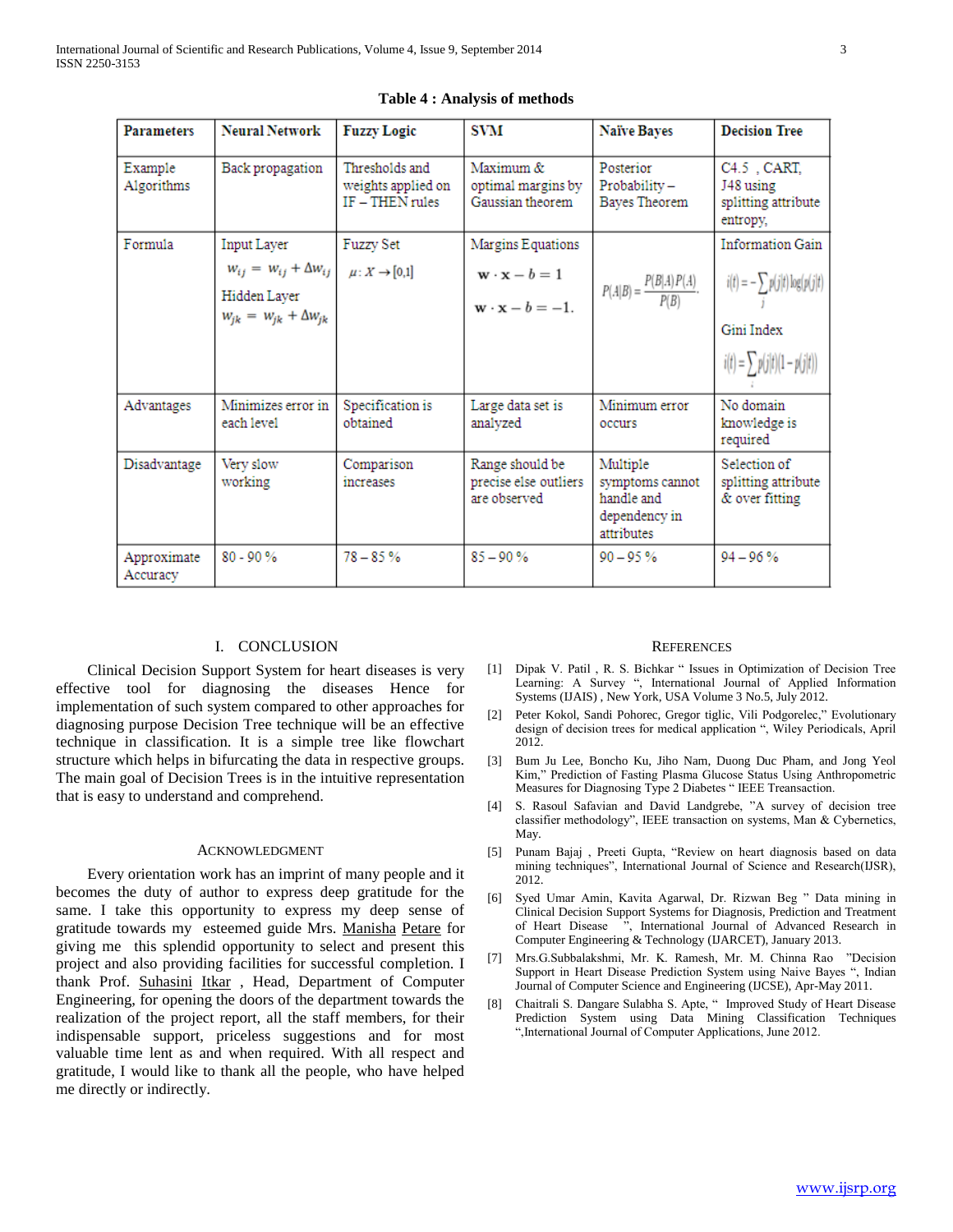**Table 4 : Analysis of methods**

| Parameters | Neural Network | Fuzzy Logic | SVM | Naïve Bayes | Decision Tree |
|---|---|---|---|---|---|
| Example Algorithms | Back propagation | Thresholds and weights applied on IF – THEN rules | Maximum & optimal margins by Gaussian theorem | Posterior Probability – Bayes Theorem | C4.5 , CART, J48 using splitting attribute entropy, |
| Formula | Input Layer $w_{ij} = w_{ij} + \Delta w_{ij}$ Hidden Layer $w_{jk} = w_{jk} + \Delta w_{jk}$ | Fuzzy Set $\mu : X \rightarrow [0,1]$ | Margins Equations $\mathbf{w} \cdot \mathbf{x} - b = 1$ $\mathbf{w} \cdot \mathbf{x} - b = -1.$ | $P(A\|B) = \frac{P(B\|A)\,P(A)}{P(B)}.$ | Information Gain $i(t) = -\sum_j p(j\|t) \log p(j\|t)$ Gini Index $i(t) = \sum_i p(j\|t)(1 - p(j\|t))$ |
| Advantages | Minimizes error in each level | Specification is obtained | Large data set is analyzed | Minimum error occurs | No domain knowledge is required |
| Disadvantage | Very slow working | Comparison increases | Range should be precise else outliers are observed | Multiple symptoms cannot handle and dependency in attributes | Selection of splitting attribute & over fitting |
| Approximate Accuracy | 80 - 90 % | 78 – 85 % | 85 – 90 % | 90 – 95 % | 94 – 96 % |

## I. CONCLUSION

Clinical Decision Support System for heart diseases is very effective tool for diagnosing the diseases Hence for implementation of such system compared to other approaches for diagnosing purpose Decision Tree technique will be an effective technique in classification. It is a simple tree like flowchart structure which helps in bifurcating the data in respective groups. The main goal of Decision Trees is in the intuitive representation that is easy to understand and comprehend.

## ACKNOWLEDGMENT

Every orientation work has an imprint of many people and it becomes the duty of author to express deep gratitude for the same. I take this opportunity to express my deep sense of gratitude towards my esteemed guide Mrs. Manisha Petare for giving me this splendid opportunity to select and present this project and also providing facilities for successful completion. I thank Prof. Suhasini Itkar , Head, Department of Computer Engineering, for opening the doors of the department towards the realization of the project report, all the staff members, for their indispensable support, priceless suggestions and for most valuable time lent as and when required. With all respect and gratitude, I would like to thank all the people, who have helped me directly or indirectly.

## REFERENCES

[1] Dipak V. Patil , R. S. Bichkar " Issues in Optimization of Decision Tree Learning: A Survey ", International Journal of Applied Information Systems (IJAIS) , New York, USA Volume 3 No.5, July 2012.

[2] Peter Kokol, Sandi Pohorec, Gregor tiglic, Vili Podgorelec," Evolutionary design of decision trees for medical application ", Wiley Periodicals, April 2012.

[3] Bum Ju Lee, Boncho Ku, Jiho Nam, Duong Duc Pham, and Jong Yeol Kim," Prediction of Fasting Plasma Glucose Status Using Anthropometric Measures for Diagnosing Type 2 Diabetes " IEEE Treansaction.

[4] S. Rasoul Safavian and David Landgrebe, "A survey of decision tree classifier methodology", IEEE transaction on systems, Man & Cybernetics, May.

[5] Punam Bajaj , Preeti Gupta, "Review on heart diagnosis based on data mining techniques", International Journal of Science and Research(IJSR), 2012.

[6] Syed Umar Amin, Kavita Agarwal, Dr. Rizwan Beg " Data mining in Clinical Decision Support Systems for Diagnosis, Prediction and Treatment of Heart Disease ", International Journal of Advanced Research in Computer Engineering & Technology (IJARCET), January 2013.

[7] Mrs.G.Subbalakshmi, Mr. K. Ramesh, Mr. M. Chinna Rao "Decision Support in Heart Disease Prediction System using Naive Bayes ", Indian Journal of Computer Science and Engineering (IJCSE), Apr-May 2011.

[8] Chaitrali S. Dangare Sulabha S. Apte, " Improved Study of Heart Disease Prediction System using Data Mining Classification Techniques ",International Journal of Computer Applications, June 2012.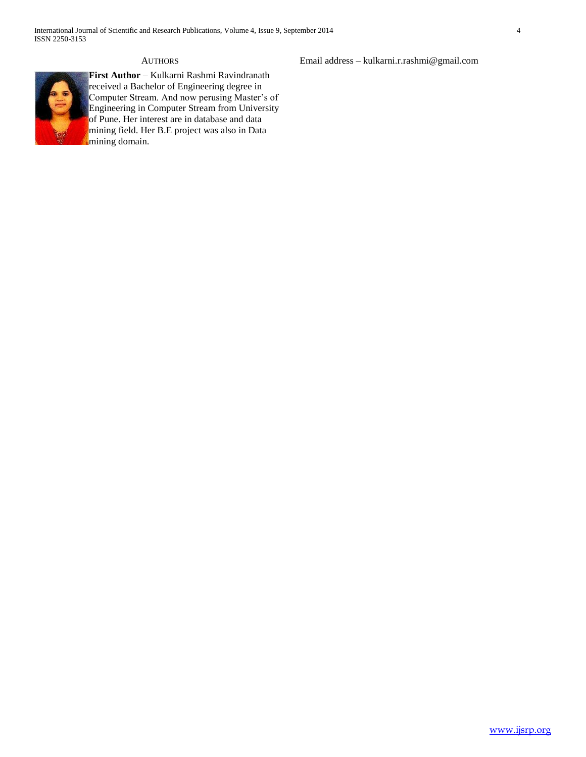## AUTHORS

**First Author** – Kulkarni Rashmi Ravindranath received a Bachelor of Engineering degree in Computer Stream. And now perusing Master's of Engineering in Computer Stream from University of Pune. Her interest are in database and data mining field. Her B.E project was also in Data mining domain.

Email address – kulkarni.r.rashmi@gmail.com